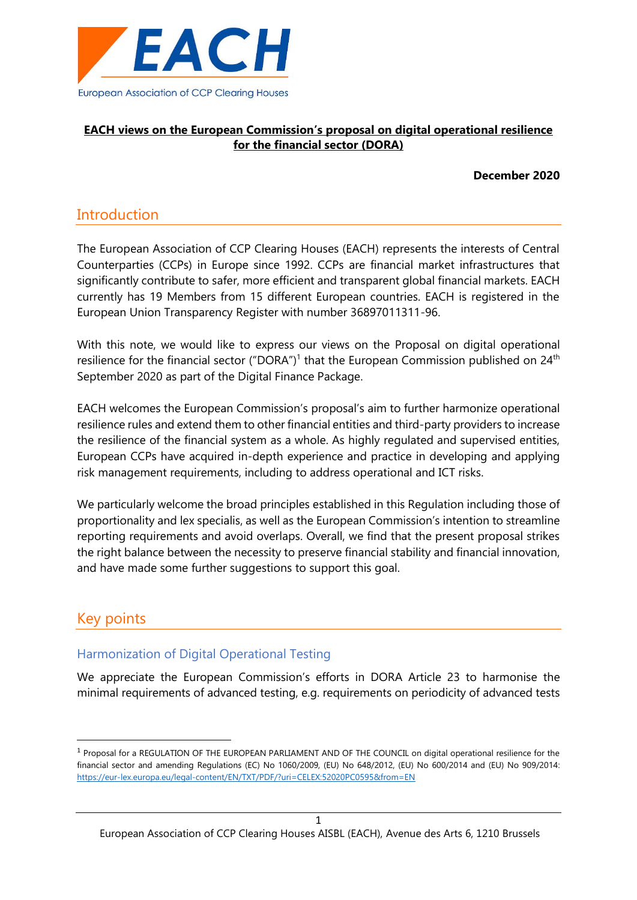EACH

European Association of CCP Clearing Houses

**EACH views on the European Commission's proposal on digital operational resilience for the financial sector (DORA)**

**December 2020**

## Introduction

The European Association of CCP Clearing Houses (EACH) represents the interests of Central Counterparties (CCPs) in Europe since 1992. CCPs are financial market infrastructures that significantly contribute to safer, more efficient and transparent global financial markets. EACH currently has 19 Members from 15 different European countries. EACH is registered in the European Union Transparency Register with number 36897011311-96.

With this note, we would like to express our views on the Proposal on digital operational resilience for the financial sector ("DORA")[1] that the European Commission published on 24th September 2020 as part of the Digital Finance Package.

EACH welcomes the European Commission's proposal's aim to further harmonize operational resilience rules and extend them to other financial entities and third-party providers to increase the resilience of the financial system as a whole. As highly regulated and supervised entities, European CCPs have acquired in-depth experience and practice in developing and applying risk management requirements, including to address operational and ICT risks.

We particularly welcome the broad principles established in this Regulation including those of proportionality and lex specialis, as well as the European Commission's intention to streamline reporting requirements and avoid overlaps. Overall, we find that the present proposal strikes the right balance between the necessity to preserve financial stability and financial innovation, and have made some further suggestions to support this goal.

## Key points

### Harmonization of Digital Operational Testing

We appreciate the European Commission's efforts in DORA Article 23 to harmonise the minimal requirements of advanced testing, e.g. requirements on periodicity of advanced tests

[1] Proposal for a REGULATION OF THE EUROPEAN PARLIAMENT AND OF THE COUNCIL on digital operational resilience for the financial sector and amending Regulations (EC) No 1060/2009, (EU) No 648/2012, (EU) No 600/2014 and (EU) No 909/2014: https://eur-lex.europa.eu/legal-content/EN/TXT/PDF/?uri=CELEX:52020PC0595&from=EN

European Association of CCP Clearing Houses AISBL (EACH), Avenue des Arts 6, 1210 Brussels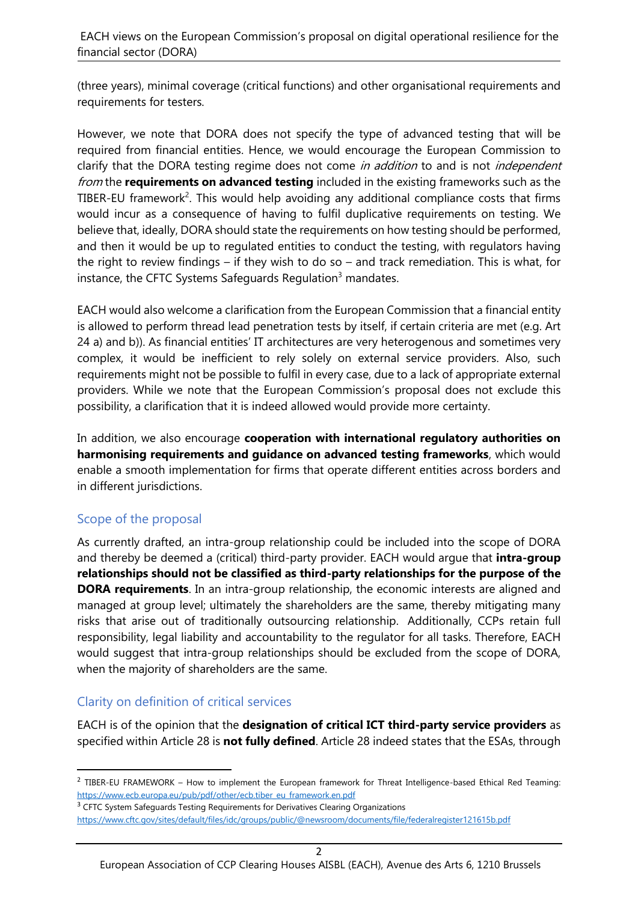(three years), minimal coverage (critical functions) and other organisational requirements and requirements for testers.

However, we note that DORA does not specify the type of advanced testing that will be required from financial entities. Hence, we would encourage the European Commission to clarify that the DORA testing regime does not come *in addition* to and is not *independent from* the **requirements on advanced testing** included in the existing frameworks such as the TIBER-EU framework[2]. This would help avoiding any additional compliance costs that firms would incur as a consequence of having to fulfil duplicative requirements on testing. We believe that, ideally, DORA should state the requirements on how testing should be performed, and then it would be up to regulated entities to conduct the testing, with regulators having the right to review findings – if they wish to do so – and track remediation. This is what, for instance, the CFTC Systems Safeguards Regulation[3] mandates.

EACH would also welcome a clarification from the European Commission that a financial entity is allowed to perform thread lead penetration tests by itself, if certain criteria are met (e.g. Art 24 a) and b)). As financial entities' IT architectures are very heterogenous and sometimes very complex, it would be inefficient to rely solely on external service providers. Also, such requirements might not be possible to fulfil in every case, due to a lack of appropriate external providers. While we note that the European Commission's proposal does not exclude this possibility, a clarification that it is indeed allowed would provide more certainty.

In addition, we also encourage **cooperation with international regulatory authorities on harmonising requirements and guidance on advanced testing frameworks**, which would enable a smooth implementation for firms that operate different entities across borders and in different jurisdictions.

## Scope of the proposal

As currently drafted, an intra-group relationship could be included into the scope of DORA and thereby be deemed a (critical) third-party provider. EACH would argue that **intra-group relationships should not be classified as third-party relationships for the purpose of the DORA requirements**. In an intra-group relationship, the economic interests are aligned and managed at group level; ultimately the shareholders are the same, thereby mitigating many risks that arise out of traditionally outsourcing relationship. Additionally, CCPs retain full responsibility, legal liability and accountability to the regulator for all tasks. Therefore, EACH would suggest that intra-group relationships should be excluded from the scope of DORA, when the majority of shareholders are the same.

## Clarity on definition of critical services

EACH is of the opinion that the **designation of critical ICT third-party service providers** as specified within Article 28 is **not fully defined**. Article 28 indeed states that the ESAs, through

---

[2] TIBER-EU FRAMEWORK – How to implement the European framework for Threat Intelligence-based Ethical Red Teaming: https://www.ecb.europa.eu/pub/pdf/other/ecb.tiber_eu_framework.en.pdf

[3] CFTC System Safeguards Testing Requirements for Derivatives Clearing Organizations https://www.cftc.gov/sites/default/files/idc/groups/public/@newsroom/documents/file/federalregister121615b.pdf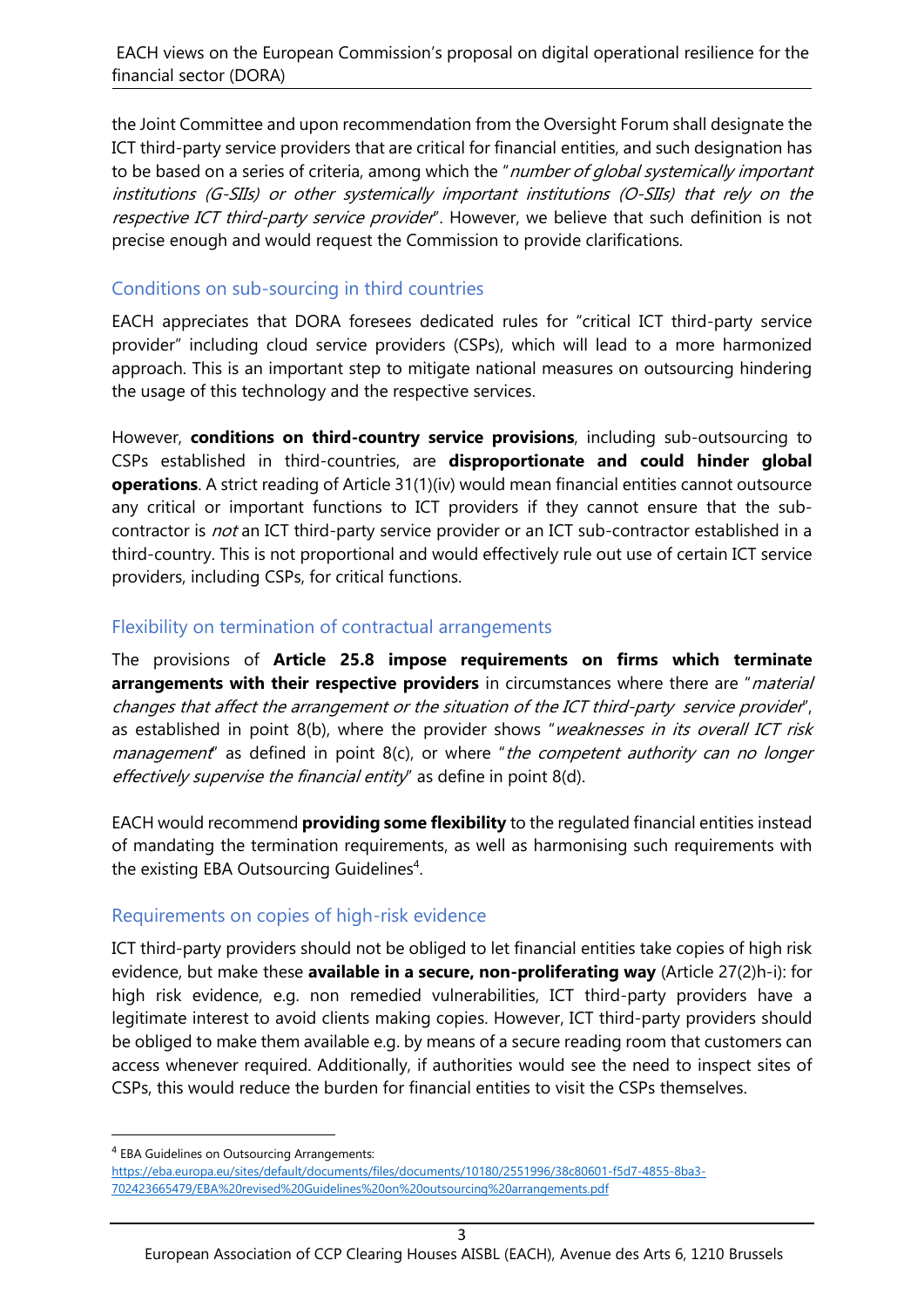the Joint Committee and upon recommendation from the Oversight Forum shall designate the ICT third-party service providers that are critical for financial entities, and such designation has to be based on a series of criteria, among which the "*number of global systemically important institutions (G-SIIs) or other systemically important institutions (O-SIIs) that rely on the respective ICT third-party service provider*". However, we believe that such definition is not precise enough and would request the Commission to provide clarifications.

## Conditions on sub-sourcing in third countries

EACH appreciates that DORA foresees dedicated rules for "critical ICT third-party service provider" including cloud service providers (CSPs), which will lead to a more harmonized approach. This is an important step to mitigate national measures on outsourcing hindering the usage of this technology and the respective services.

However, **conditions on third-country service provisions**, including sub-outsourcing to CSPs established in third-countries, are **disproportionate and could hinder global operations**. A strict reading of Article 31(1)(iv) would mean financial entities cannot outsource any critical or important functions to ICT providers if they cannot ensure that the sub-contractor is *not* an ICT third-party service provider or an ICT sub-contractor established in a third-country. This is not proportional and would effectively rule out use of certain ICT service providers, including CSPs, for critical functions.

## Flexibility on termination of contractual arrangements

The provisions of **Article 25.8 impose requirements on firms which terminate arrangements with their respective providers** in circumstances where there are "*material changes that affect the arrangement or the situation of the ICT third-party service provider*", as established in point 8(b), where the provider shows "*weaknesses in its overall ICT risk management*" as defined in point 8(c), or where "*the competent authority can no longer effectively supervise the financial entity*" as define in point 8(d).

EACH would recommend **providing some flexibility** to the regulated financial entities instead of mandating the termination requirements, as well as harmonising such requirements with the existing EBA Outsourcing Guidelines[4].

## Requirements on copies of high-risk evidence

ICT third-party providers should not be obliged to let financial entities take copies of high risk evidence, but make these **available in a secure, non-proliferating way** (Article 27(2)h-i): for high risk evidence, e.g. non remedied vulnerabilities, ICT third-party providers have a legitimate interest to avoid clients making copies. However, ICT third-party providers should be obliged to make them available e.g. by means of a secure reading room that customers can access whenever required. Additionally, if authorities would see the need to inspect sites of CSPs, this would reduce the burden for financial entities to visit the CSPs themselves.

---

[4] EBA Guidelines on Outsourcing Arrangements: https://eba.europa.eu/sites/default/documents/files/documents/10180/2551996/38c80601-f5d7-4855-8ba3-702423665479/EBA%20revised%20Guidelines%20on%20outsourcing%20arrangements.pdf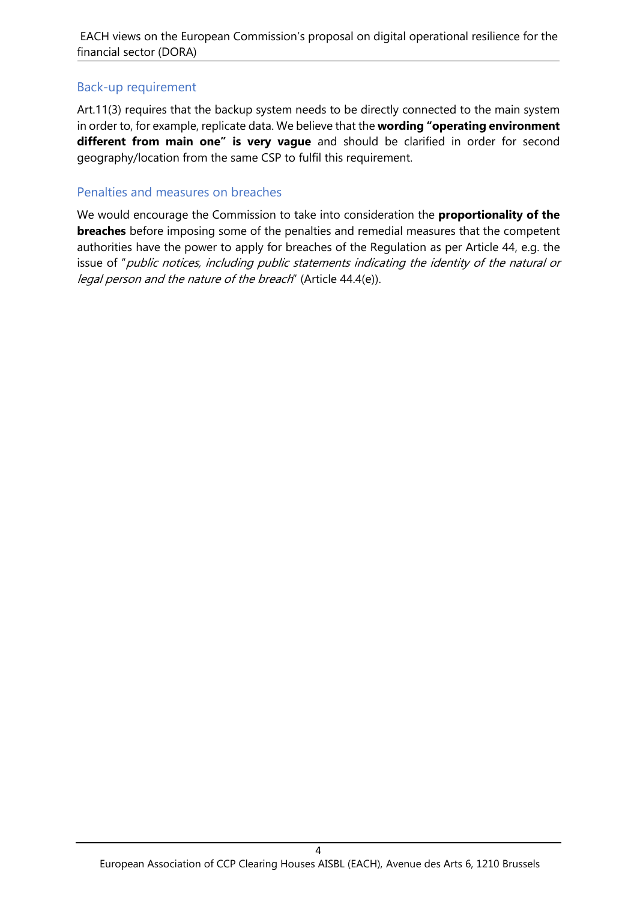## Back-up requirement

Art.11(3) requires that the backup system needs to be directly connected to the main system in order to, for example, replicate data. We believe that the **wording "operating environment different from main one" is very vague** and should be clarified in order for second geography/location from the same CSP to fulfil this requirement.

## Penalties and measures on breaches

We would encourage the Commission to take into consideration the **proportionality of the breaches** before imposing some of the penalties and remedial measures that the competent authorities have the power to apply for breaches of the Regulation as per Article 44, e.g. the issue of "*public notices, including public statements indicating the identity of the natural or legal person and the nature of the breach*" (Article 44.4(e)).